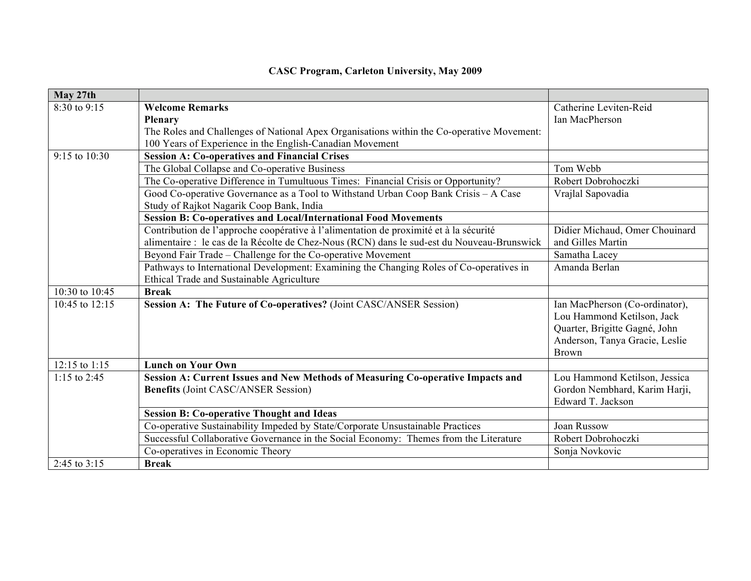# CASC Program, Carleton University, May 2009

| **May 27th** | | |
|---|---|---|
| 8:30 to 9:15 | **Welcome Remarks**<br>**Plenary**<br>The Roles and Challenges of National Apex Organisations within the Co-operative Movement: 100 Years of Experience in the English-Canadian Movement | Catherine Leviten-Reid<br>Ian MacPherson |
| 9:15 to 10:30 | **Session A: Co-operatives and Financial Crises** | |
| | The Global Collapse and Co-operative Business | Tom Webb |
| | The Co-operative Difference in Tumultuous Times: Financial Crisis or Opportunity? | Robert Dobrohoczki |
| | Good Co-operative Governance as a Tool to Withstand Urban Coop Bank Crisis – A Case Study of Rajkot Nagarik Coop Bank, India | Vrajlal Sapovadia |
| | **Session B: Co-operatives and Local/International Food Movements** | |
| | Contribution de l'approche coopérative à l'alimentation de proximité et à la sécurité alimentaire : le cas de la Récolte de Chez-Nous (RCN) dans le sud-est du Nouveau-Brunswick | Didier Michaud, Omer Chouinard and Gilles Martin |
| | Beyond Fair Trade – Challenge for the Co-operative Movement | Samatha Lacey |
| | Pathways to International Development: Examining the Changing Roles of Co-operatives in Ethical Trade and Sustainable Agriculture | Amanda Berlan |
| 10:30 to 10:45 | **Break** | |
| 10:45 to 12:15 | **Session A: The Future of Co-operatives?** (Joint CASC/ANSER Session) | Ian MacPherson (Co-ordinator), Lou Hammond Ketilson, Jack Quarter, Brigitte Gagné, John Anderson, Tanya Gracie, Leslie Brown |
| 12:15 to 1:15 | **Lunch on Your Own** | |
| 1:15 to 2:45 | **Session A: Current Issues and New Methods of Measuring Co-operative Impacts and Benefits** (Joint CASC/ANSER Session) | Lou Hammond Ketilson, Jessica Gordon Nembhard, Karim Harji, Edward T. Jackson |
| | **Session B: Co-operative Thought and Ideas** | |
| | Co-operative Sustainability Impeded by State/Corporate Unsustainable Practices | Joan Russow |
| | Successful Collaborative Governance in the Social Economy: Themes from the Literature | Robert Dobrohoczki |
| | Co-operatives in Economic Theory | Sonja Novkovic |
| 2:45 to 3:15 | **Break** | |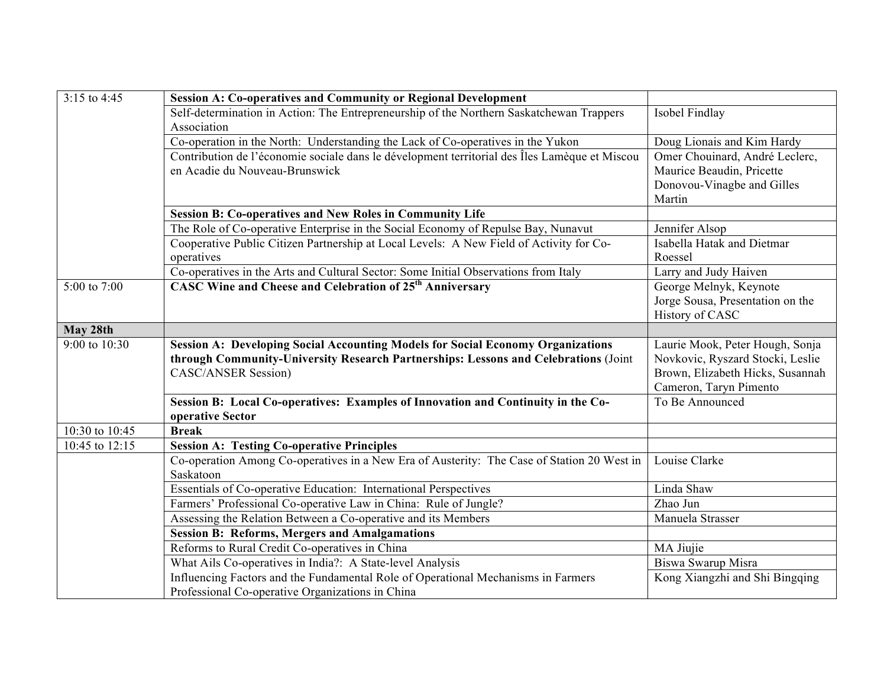| | | |
|---|---|---|
| 3:15 to 4:45 | **Session A: Co-operatives and Community or Regional Development** | |
| | Self-determination in Action: The Entrepreneurship of the Northern Saskatchewan Trappers Association | Isobel Findlay |
| | Co-operation in the North: Understanding the Lack of Co-operatives in the Yukon | Doug Lionais and Kim Hardy |
| | Contribution de l'économie sociale dans le dévelopment territorial des Îles Lamèque et Miscou en Acadie du Nouveau-Brunswick | Omer Chouinard, André Leclerc, Maurice Beaudin, Pricette Donovou-Vinagbe and Gilles Martin |
| | **Session B: Co-operatives and New Roles in Community Life** | |
| | The Role of Co-operative Enterprise in the Social Economy of Repulse Bay, Nunavut | Jennifer Alsop |
| | Cooperative Public Citizen Partnership at Local Levels: A New Field of Activity for Co-operatives | Isabella Hatak and Dietmar Roessel |
| | Co-operatives in the Arts and Cultural Sector: Some Initial Observations from Italy | Larry and Judy Haiven |
| 5:00 to 7:00 | **CASC Wine and Cheese and Celebration of 25th Anniversary** | George Melnyk, Keynote<br>Jorge Sousa, Presentation on the History of CASC |
| **May 28th** | | |
| 9:00 to 10:30 | **Session A: Developing Social Accounting Models for Social Economy Organizations through Community-University Research Partnerships: Lessons and Celebrations** (Joint CASC/ANSER Session) | Laurie Mook, Peter Hough, Sonja Novkovic, Ryszard Stocki, Leslie Brown, Elizabeth Hicks, Susannah Cameron, Taryn Pimento |
| | **Session B: Local Co-operatives: Examples of Innovation and Continuity in the Co-operative Sector** | To Be Announced |
| 10:30 to 10:45 | **Break** | |
| 10:45 to 12:15 | **Session A: Testing Co-operative Principles** | |
| | Co-operation Among Co-operatives in a New Era of Austerity: The Case of Station 20 West in Saskatoon | Louise Clarke |
| | Essentials of Co-operative Education: International Perspectives | Linda Shaw |
| | Farmers' Professional Co-operative Law in China: Rule of Jungle? | Zhao Jun |
| | Assessing the Relation Between a Co-operative and its Members | Manuela Strasser |
| | **Session B: Reforms, Mergers and Amalgamations** | |
| | Reforms to Rural Credit Co-operatives in China | MA Jiujie |
| | What Ails Co-operatives in India?: A State-level Analysis | Biswa Swarup Misra |
| | Influencing Factors and the Fundamental Role of Operational Mechanisms in Farmers Professional Co-operative Organizations in China | Kong Xiangzhi and Shi Bingqing |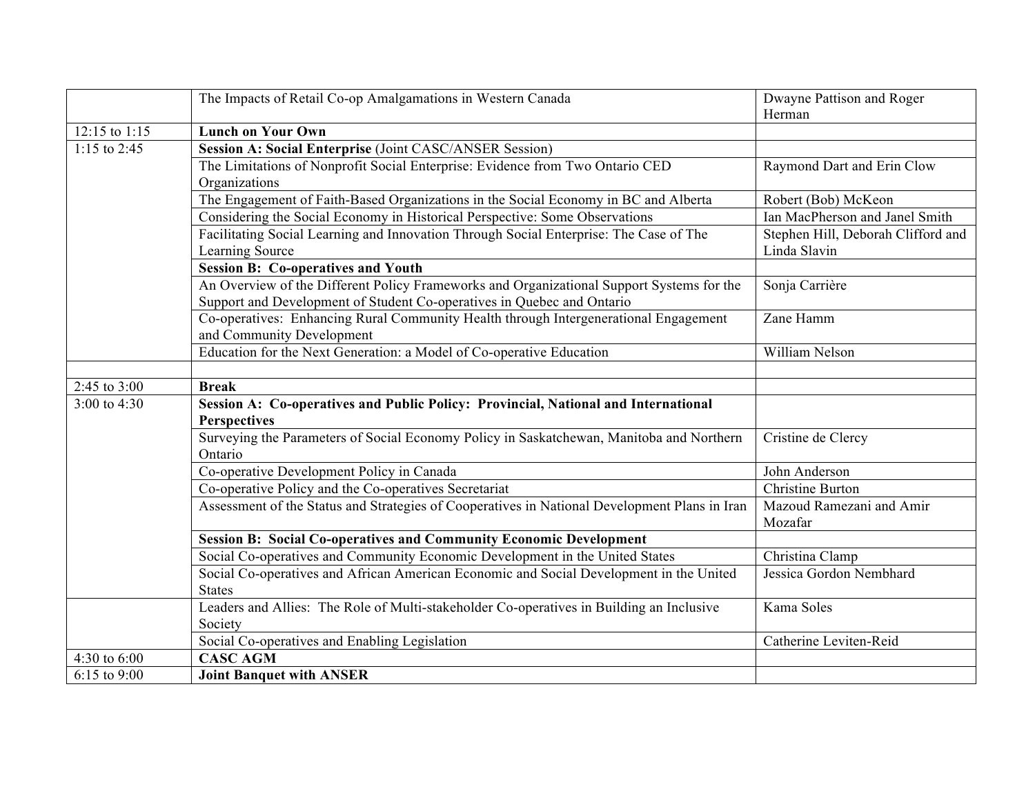| | | |
|---|---|---|
| | The Impacts of Retail Co-op Amalgamations in Western Canada | Dwayne Pattison and Roger Herman |
| 12:15 to 1:15 | **Lunch on Your Own** | |
| 1:15 to 2:45 | **Session A: Social Enterprise** (Joint CASC/ANSER Session) | |
| | The Limitations of Nonprofit Social Enterprise: Evidence from Two Ontario CED Organizations | Raymond Dart and Erin Clow |
| | The Engagement of Faith-Based Organizations in the Social Economy in BC and Alberta | Robert (Bob) McKeon |
| | Considering the Social Economy in Historical Perspective: Some Observations | Ian MacPherson and Janel Smith |
| | Facilitating Social Learning and Innovation Through Social Enterprise: The Case of The Learning Source | Stephen Hill, Deborah Clifford and Linda Slavin |
| | **Session B: Co-operatives and Youth** | |
| | An Overview of the Different Policy Frameworks and Organizational Support Systems for the Support and Development of Student Co-operatives in Quebec and Ontario | Sonja Carrière |
| | Co-operatives: Enhancing Rural Community Health through Intergenerational Engagement and Community Development | Zane Hamm |
| | Education for the Next Generation: a Model of Co-operative Education | William Nelson |
| | | |
| 2:45 to 3:00 | **Break** | |
| 3:00 to 4:30 | **Session A: Co-operatives and Public Policy: Provincial, National and International Perspectives** | |
| | Surveying the Parameters of Social Economy Policy in Saskatchewan, Manitoba and Northern Ontario | Cristine de Clercy |
| | Co-operative Development Policy in Canada | John Anderson |
| | Co-operative Policy and the Co-operatives Secretariat | Christine Burton |
| | Assessment of the Status and Strategies of Cooperatives in National Development Plans in Iran | Mazoud Ramezani and Amir Mozafar |
| | **Session B: Social Co-operatives and Community Economic Development** | |
| | Social Co-operatives and Community Economic Development in the United States | Christina Clamp |
| | Social Co-operatives and African American Economic and Social Development in the United States | Jessica Gordon Nembhard |
| | Leaders and Allies: The Role of Multi-stakeholder Co-operatives in Building an Inclusive Society | Kama Soles |
| | Social Co-operatives and Enabling Legislation | Catherine Leviten-Reid |
| 4:30 to 6:00 | **CASC AGM** | |
| 6:15 to 9:00 | **Joint Banquet with ANSER** | |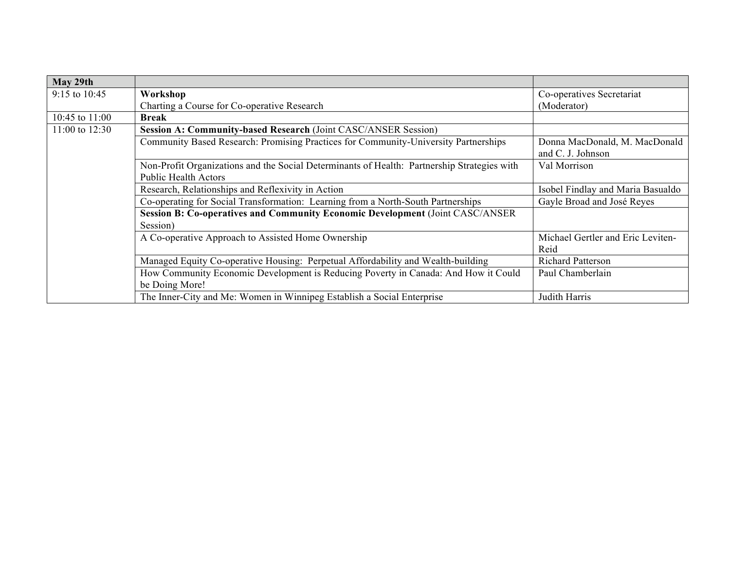| May 29th | | |
|---|---|---|
| 9:15 to 10:45 | **Workshop** Charting a Course for Co-operative Research | Co-operatives Secretariat (Moderator) |
| 10:45 to 11:00 | **Break** | |
| 11:00 to 12:30 | **Session A: Community-based Research** (Joint CASC/ANSER Session) | |
| | Community Based Research: Promising Practices for Community-University Partnerships | Donna MacDonald, M. MacDonald and C. J. Johnson |
| | Non-Profit Organizations and the Social Determinants of Health: Partnership Strategies with Public Health Actors | Val Morrison |
| | Research, Relationships and Reflexivity in Action | Isobel Findlay and Maria Basualdo |
| | Co-operating for Social Transformation: Learning from a North-South Partnerships | Gayle Broad and José Reyes |
| | **Session B: Co-operatives and Community Economic Development** (Joint CASC/ANSER Session) | |
| | A Co-operative Approach to Assisted Home Ownership | Michael Gertler and Eric Leviten-Reid |
| | Managed Equity Co-operative Housing: Perpetual Affordability and Wealth-building | Richard Patterson |
| | How Community Economic Development is Reducing Poverty in Canada: And How it Could be Doing More! | Paul Chamberlain |
| | The Inner-City and Me: Women in Winnipeg Establish a Social Enterprise | Judith Harris |